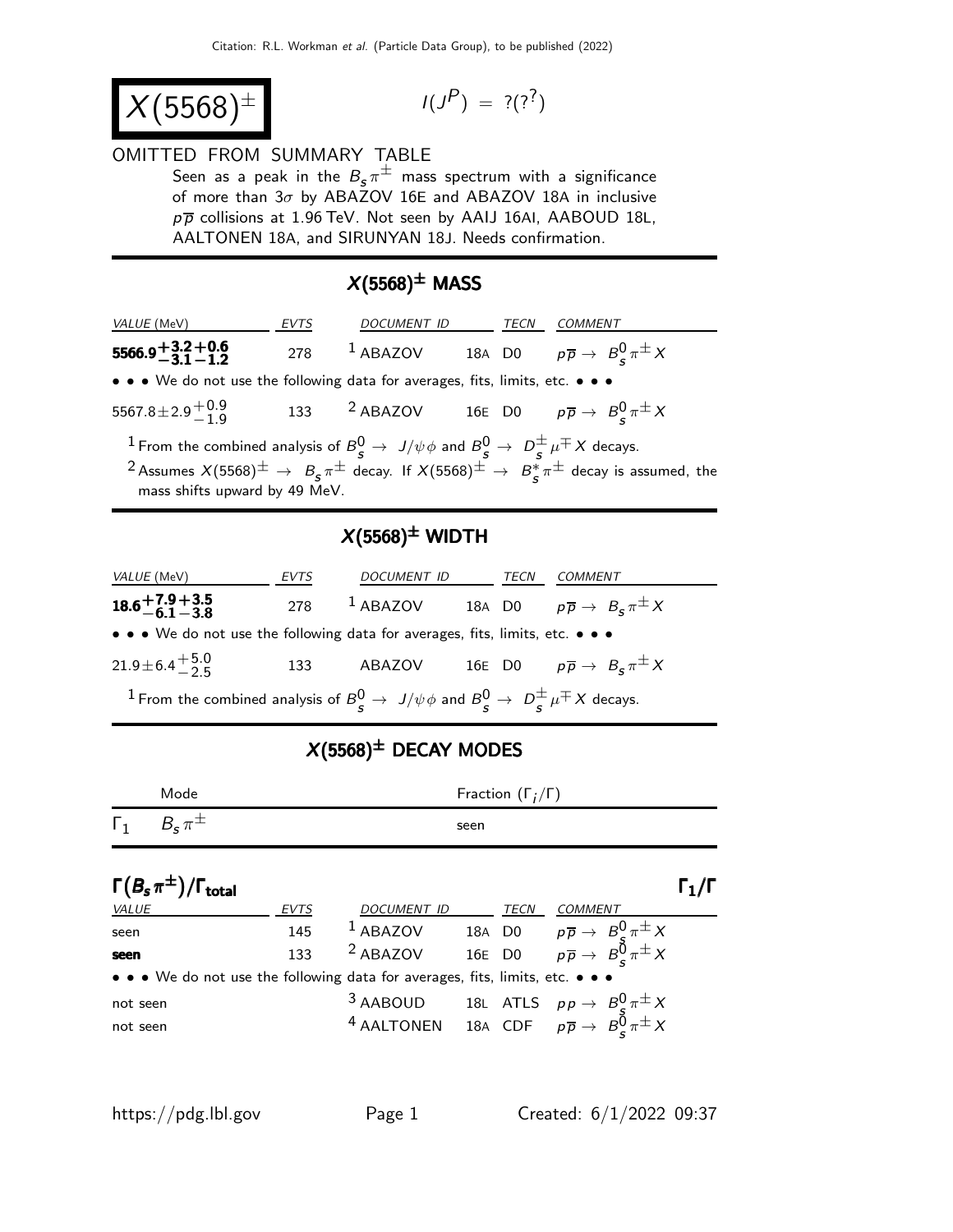# $X(5568)^{\pm}$

$I(J^P) = ?(?^?)$

OMITTED FROM SUMMARY TABLE

Seen as a peak in the $B_s\pi^{\pm}$ mass spectrum with a significance of more than $3\sigma$ by ABAZOV 16E and ABAZOV 18A in inclusive $p\overline{p}$ collisions at 1.96 TeV. Not seen by AAIJ 16AI, AABOUD 18L, AALTONEN 18A, and SIRUNYAN 18J. Needs confirmation.

## $X(5568)^{\pm}$ MASS

| VALUE (MeV) | EVTS | DOCUMENT ID | | TECN | COMMENT |
|---|---|---|---|---|---|
| $\mathbf{5566.9^{+3.2+0.6}_{-3.1-1.2}}$ | 278 | [1] ABAZOV | 18A | D0 | $p\overline{p} \to B^0_s\pi^{\pm}X$ |
| • • • We do not use the following data for averages, fits, limits, etc. • • • | | | | | |
| $5567.8\pm2.9^{+0.9}_{-1.9}$ | 133 | [2] ABAZOV | 16E | D0 | $p\overline{p} \to B^0_s\pi^{\pm}X$ |

[1] From the combined analysis of $B^0_s \to J/\psi\phi$ and $B^0_s \to D^{\pm}_s\mu^{\mp}X$ decays.

[2] Assumes $X(5568)^{\pm} \to B_s\pi^{\pm}$ decay. If $X(5568)^{\pm} \to B^*_s\pi^{\pm}$ decay is assumed, the mass shifts upward by 49 MeV.

## $X(5568)^{\pm}$ WIDTH

| VALUE (MeV) | EVTS | DOCUMENT ID | | TECN | COMMENT |
|---|---|---|---|---|---|
| $\mathbf{18.6^{+7.9+3.5}_{-6.1-3.8}}$ | 278 | [1] ABAZOV | 18A | D0 | $p\overline{p} \to B_s\pi^{\pm}X$ |
| • • • We do not use the following data for averages, fits, limits, etc. • • • | | | | | |
| $21.9\pm6.4^{+5.0}_{-2.5}$ | 133 | ABAZOV | 16E | D0 | $p\overline{p} \to B_s\pi^{\pm}X$ |

[1] From the combined analysis of $B^0_s \to J/\psi\phi$ and $B^0_s \to D^{\pm}_s\mu^{\mp}X$ decays.

## $X(5568)^{\pm}$ DECAY MODES

| | Mode | Fraction $(\Gamma_i/\Gamma)$ |
|---|---|---|
| $\Gamma_1$ | $B_s\pi^{\pm}$ | seen |

## $\Gamma(B_s\pi^{\pm})/\Gamma_{\text{total}}$ $\qquad\Gamma_1/\Gamma$

| VALUE | EVTS | DOCUMENT ID | | TECN | COMMENT |
|---|---|---|---|---|---|
| seen | 145 | [1] ABAZOV | 18A | D0 | $p\overline{p} \to B^0_s\pi^{\pm}X$ |
| **seen** | 133 | [2] ABAZOV | 16E | D0 | $p\overline{p} \to B^0_s\pi^{\pm}X$ |
| • • • We do not use the following data for averages, fits, limits, etc. • • • | | | | | |
| not seen | | [3] AABOUD | 18L | ATLS | $pp \to B^0_s\pi^{\pm}X$ |
| not seen | | [4] AALTONEN | 18A | CDF | $p\overline{p} \to B^0_s\pi^{\pm}X$ |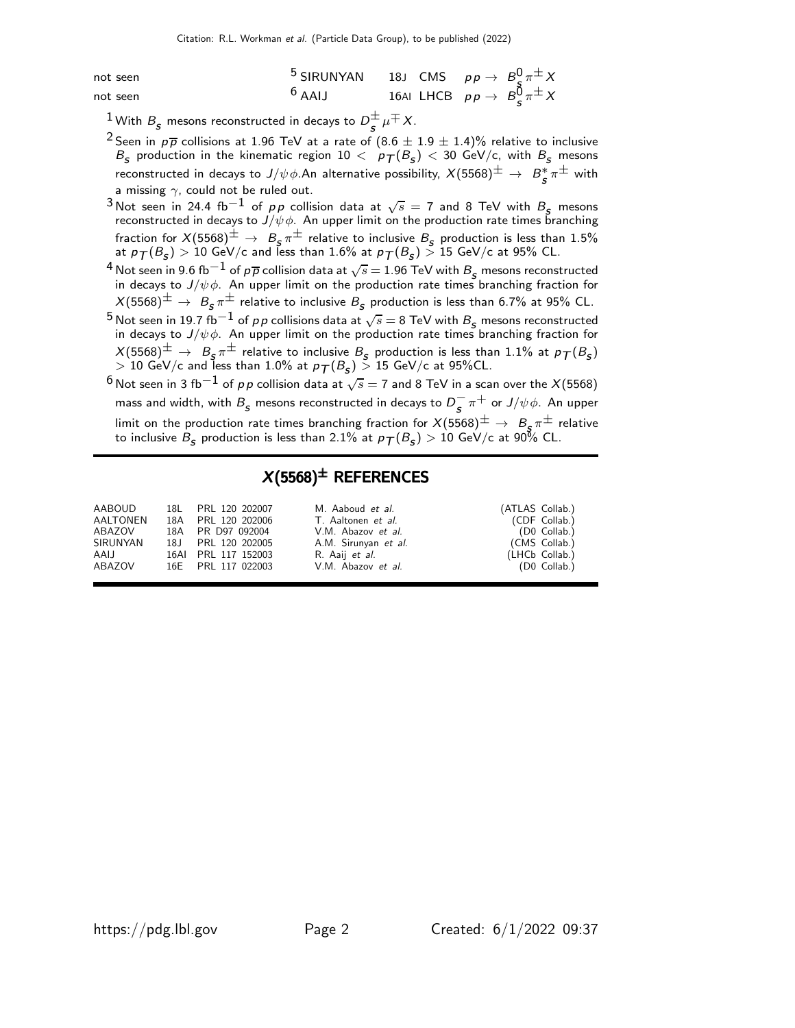| | | | | |
|---|---|---|---|---|
| not seen | [5] SIRUNYAN | 18J | CMS | $pp \to B_s^0 \pi^\pm X$ |
| not seen | [6] AAIJ | 16AI | LHCB | $pp \to B_s^0 \pi^\pm X$ |

[1] With $B_s$ mesons reconstructed in decays to $D_s^\pm \mu^\mp X$.

[2] Seen in $p\overline{p}$ collisions at 1.96 TeV at a rate of $(8.6 \pm 1.9 \pm 1.4)\%$ relative to inclusive $B_s$ production in the kinematic region $10 < p_T(B_s) < 30$ GeV/c, with $B_s$ mesons reconstructed in decays to $J/\psi\phi$.An alternative possibility, $X(5568)^\pm \to B_s^* \pi^\pm$ with a missing $\gamma$, could not be ruled out.

[3] Not seen in 24.4 $\text{fb}^{-1}$ of $pp$ collision data at $\sqrt{s} = 7$ and 8 TeV with $B_s$ mesons reconstructed in decays to $J/\psi\phi$. An upper limit on the production rate times branching fraction for $X(5568)^\pm \to B_s \pi^\pm$ relative to inclusive $B_s$ production is less than 1.5% at $p_T(B_s) > 10$ GeV/c and less than 1.6% at $p_T(B_s) > 15$ GeV/c at 95% CL.

[4] Not seen in 9.6 $\text{fb}^{-1}$ of $p\overline{p}$ collision data at $\sqrt{s} = 1.96$ TeV with $B_s$ mesons reconstructed in decays to $J/\psi\phi$. An upper limit on the production rate times branching fraction for $X(5568)^\pm \to B_s \pi^\pm$ relative to inclusive $B_s$ production is less than 6.7% at 95% CL.

[5] Not seen in 19.7 $\text{fb}^{-1}$ of $pp$ collisions data at $\sqrt{s} = 8$ TeV with $B_s$ mesons reconstructed in decays to $J/\psi\phi$. An upper limit on the production rate times branching fraction for $X(5568)^\pm \to B_s \pi^\pm$ relative to inclusive $B_s$ production is less than 1.1% at $p_T(B_s) > 10$ GeV/c and less than 1.0% at $p_T(B_s) > 15$ GeV/c at 95%CL.

[6] Not seen in 3 $\text{fb}^{-1}$ of $pp$ collision data at $\sqrt{s} = 7$ and 8 TeV in a scan over the $X(5568)$ mass and width, with $B_s$ mesons reconstructed in decays to $D_s^- \pi^+$ or $J/\psi\phi$. An upper limit on the production rate times branching fraction for $X(5568)^\pm \to B_s \pi^\pm$ relative to inclusive $B_s$ production is less than 2.1% at $p_T(B_s) > 10$ GeV/c at 90% CL.

## $X(5568)^\pm$ REFERENCES

| | | | | |
|---|---|---|---|---|
| AABOUD | 18L | PRL 120 202007 | M. Aaboud *et al.* | (ATLAS Collab.) |
| AALTONEN | 18A | PRL 120 202006 | T. Aaltonen *et al.* | (CDF Collab.) |
| ABAZOV | 18A | PR D97 092004 | V.M. Abazov *et al.* | (D0 Collab.) |
| SIRUNYAN | 18J | PRL 120 202005 | A.M. Sirunyan *et al.* | (CMS Collab.) |
| AAIJ | 16AI | PRL 117 152003 | R. Aaij *et al.* | (LHCb Collab.) |
| ABAZOV | 16E | PRL 117 022003 | V.M. Abazov *et al.* | (D0 Collab.) |